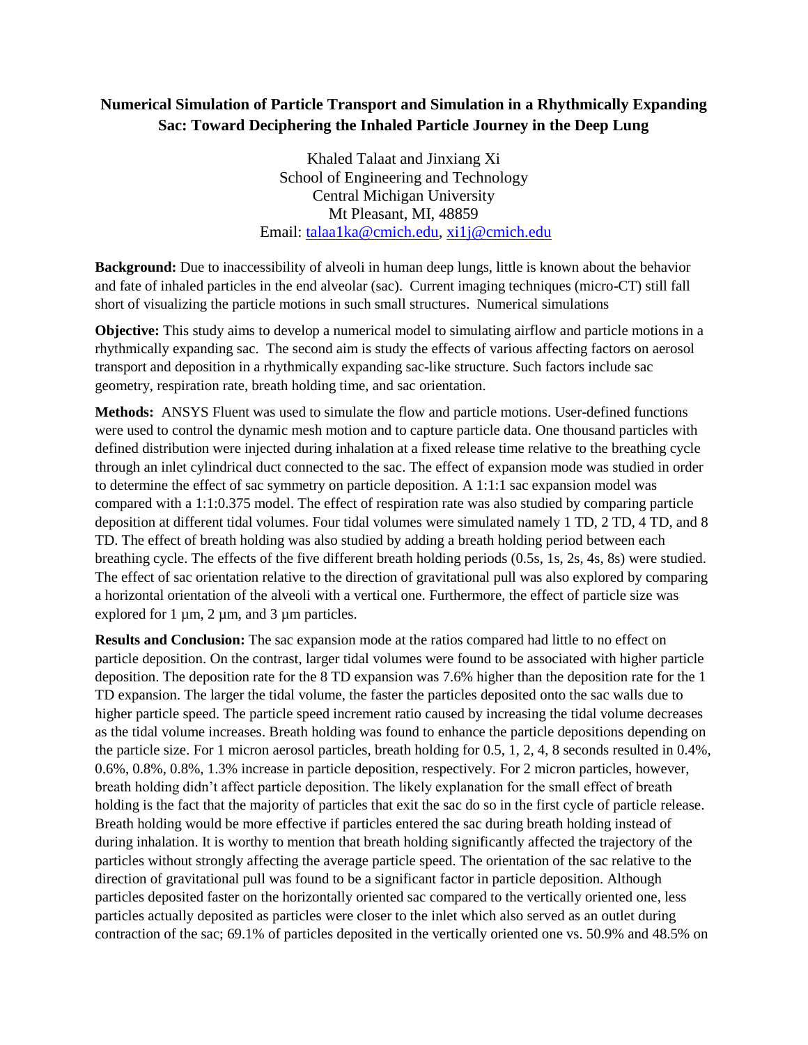# Numerical Simulation of Particle Transport and Simulation in a Rhythmically Expanding Sac: Toward Deciphering the Inhaled Particle Journey in the Deep Lung

Khaled Talaat and Jinxiang Xi
School of Engineering and Technology
Central Michigan University
Mt Pleasant, MI, 48859
Email: talaa1ka@cmich.edu, xi1j@cmich.edu

**Background:** Due to inaccessibility of alveoli in human deep lungs, little is known about the behavior and fate of inhaled particles in the end alveolar (sac). Current imaging techniques (micro-CT) still fall short of visualizing the particle motions in such small structures. Numerical simulations

**Objective:** This study aims to develop a numerical model to simulating airflow and particle motions in a rhythmically expanding sac. The second aim is study the effects of various affecting factors on aerosol transport and deposition in a rhythmically expanding sac-like structure. Such factors include sac geometry, respiration rate, breath holding time, and sac orientation.

**Methods:** ANSYS Fluent was used to simulate the flow and particle motions. User-defined functions were used to control the dynamic mesh motion and to capture particle data. One thousand particles with defined distribution were injected during inhalation at a fixed release time relative to the breathing cycle through an inlet cylindrical duct connected to the sac. The effect of expansion mode was studied in order to determine the effect of sac symmetry on particle deposition. A 1:1:1 sac expansion model was compared with a 1:1:0.375 model. The effect of respiration rate was also studied by comparing particle deposition at different tidal volumes. Four tidal volumes were simulated namely 1 TD, 2 TD, 4 TD, and 8 TD. The effect of breath holding was also studied by adding a breath holding period between each breathing cycle. The effects of the five different breath holding periods (0.5s, 1s, 2s, 4s, 8s) were studied. The effect of sac orientation relative to the direction of gravitational pull was also explored by comparing a horizontal orientation of the alveoli with a vertical one. Furthermore, the effect of particle size was explored for 1 µm, 2 µm, and 3 µm particles.

**Results and Conclusion:** The sac expansion mode at the ratios compared had little to no effect on particle deposition. On the contrast, larger tidal volumes were found to be associated with higher particle deposition. The deposition rate for the 8 TD expansion was 7.6% higher than the deposition rate for the 1 TD expansion. The larger the tidal volume, the faster the particles deposited onto the sac walls due to higher particle speed. The particle speed increment ratio caused by increasing the tidal volume decreases as the tidal volume increases. Breath holding was found to enhance the particle depositions depending on the particle size. For 1 micron aerosol particles, breath holding for 0.5, 1, 2, 4, 8 seconds resulted in 0.4%, 0.6%, 0.8%, 0.8%, 1.3% increase in particle deposition, respectively. For 2 micron particles, however, breath holding didn't affect particle deposition. The likely explanation for the small effect of breath holding is the fact that the majority of particles that exit the sac do so in the first cycle of particle release. Breath holding would be more effective if particles entered the sac during breath holding instead of during inhalation. It is worthy to mention that breath holding significantly affected the trajectory of the particles without strongly affecting the average particle speed. The orientation of the sac relative to the direction of gravitational pull was found to be a significant factor in particle deposition. Although particles deposited faster on the horizontally oriented sac compared to the vertically oriented one, less particles actually deposited as particles were closer to the inlet which also served as an outlet during contraction of the sac; 69.1% of particles deposited in the vertically oriented one vs. 50.9% and 48.5% on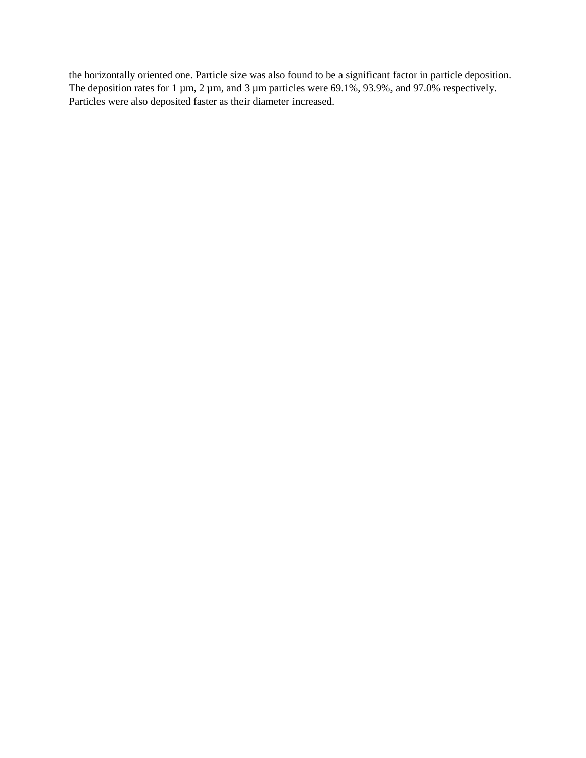the horizontally oriented one. Particle size was also found to be a significant factor in particle deposition. The deposition rates for 1 µm, 2 µm, and 3 µm particles were 69.1%, 93.9%, and 97.0% respectively. Particles were also deposited faster as their diameter increased.